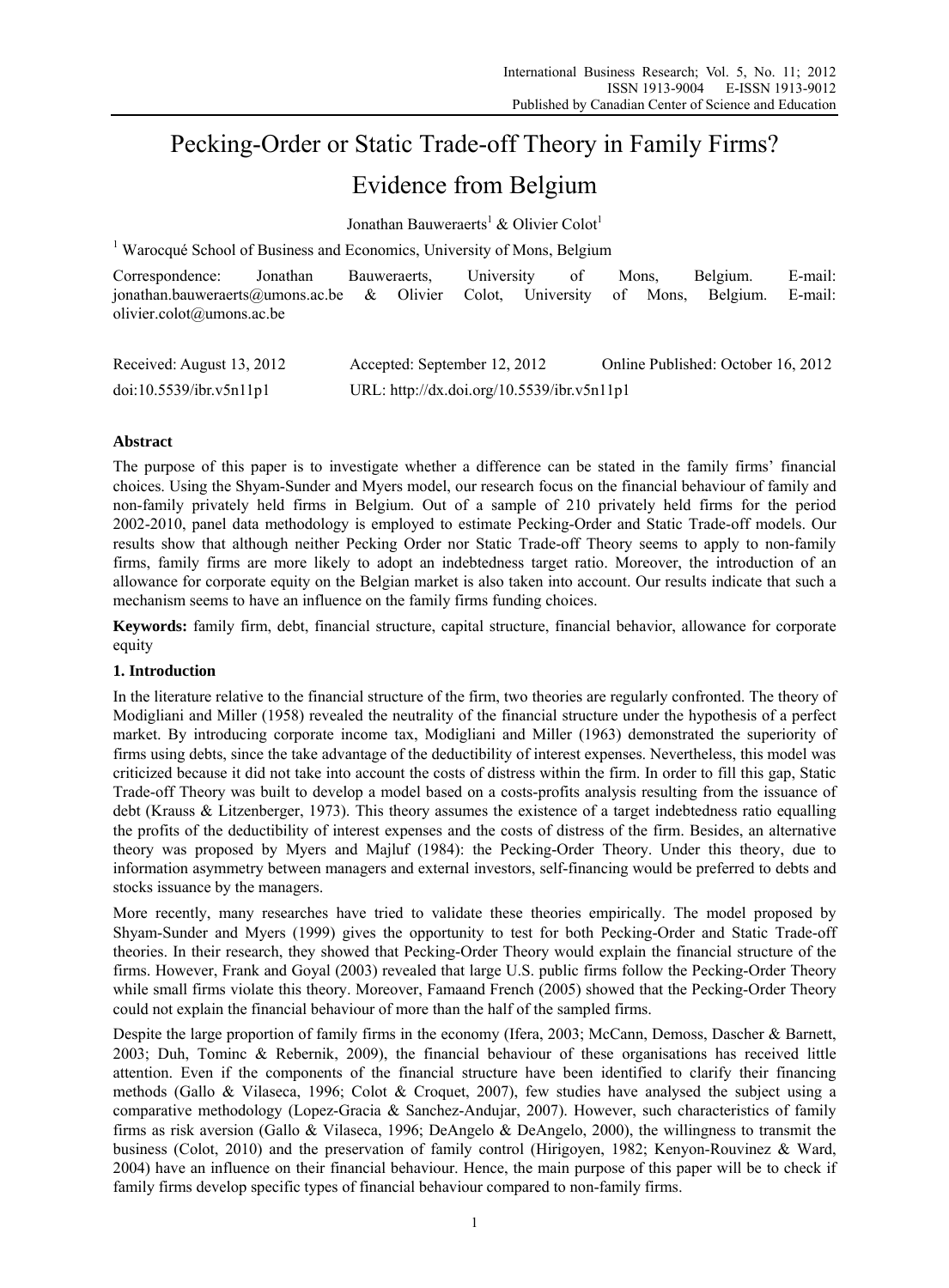# Pecking-Order or Static Trade-off Theory in Family Firms? Evidence from Belgium

Jonathan Bauweraerts[1] & Olivier Colot[1]

[1] Warocqué School of Business and Economics, University of Mons, Belgium

Correspondence: Jonathan Bauweraerts, University of Mons, Belgium. E-mail: jonathan.bauweraerts@umons.ac.be & Olivier Colot, University of Mons, Belgium. E-mail: olivier.colot@umons.ac.be

Received: August 13, 2012 Accepted: September 12, 2012 Online Published: October 16, 2012

doi:10.5539/ibr.v5n11p1 URL: http://dx.doi.org/10.5539/ibr.v5n11p1

## Abstract

The purpose of this paper is to investigate whether a difference can be stated in the family firms' financial choices. Using the Shyam-Sunder and Myers model, our research focus on the financial behaviour of family and non-family privately held firms in Belgium. Out of a sample of 210 privately held firms for the period 2002-2010, panel data methodology is employed to estimate Pecking-Order and Static Trade-off models. Our results show that although neither Pecking Order nor Static Trade-off Theory seems to apply to non-family firms, family firms are more likely to adopt an indebtedness target ratio. Moreover, the introduction of an allowance for corporate equity on the Belgian market is also taken into account. Our results indicate that such a mechanism seems to have an influence on the family firms funding choices.

**Keywords:** family firm, debt, financial structure, capital structure, financial behavior, allowance for corporate equity

## 1. Introduction

In the literature relative to the financial structure of the firm, two theories are regularly confronted. The theory of Modigliani and Miller (1958) revealed the neutrality of the financial structure under the hypothesis of a perfect market. By introducing corporate income tax, Modigliani and Miller (1963) demonstrated the superiority of firms using debts, since the take advantage of the deductibility of interest expenses. Nevertheless, this model was criticized because it did not take into account the costs of distress within the firm. In order to fill this gap, Static Trade-off Theory was built to develop a model based on a costs-profits analysis resulting from the issuance of debt (Krauss & Litzenberger, 1973). This theory assumes the existence of a target indebtedness ratio equalling the profits of the deductibility of interest expenses and the costs of distress of the firm. Besides, an alternative theory was proposed by Myers and Majluf (1984): the Pecking-Order Theory. Under this theory, due to information asymmetry between managers and external investors, self-financing would be preferred to debts and stocks issuance by the managers.

More recently, many researches have tried to validate these theories empirically. The model proposed by Shyam-Sunder and Myers (1999) gives the opportunity to test for both Pecking-Order and Static Trade-off theories. In their research, they showed that Pecking-Order Theory would explain the financial structure of the firms. However, Frank and Goyal (2003) revealed that large U.S. public firms follow the Pecking-Order Theory while small firms violate this theory. Moreover, Famaand French (2005) showed that the Pecking-Order Theory could not explain the financial behaviour of more than the half of the sampled firms.

Despite the large proportion of family firms in the economy (Ifera, 2003; McCann, Demoss, Dascher & Barnett, 2003; Duh, Tominc & Rebernik, 2009), the financial behaviour of these organisations has received little attention. Even if the components of the financial structure have been identified to clarify their financing methods (Gallo & Vilaseca, 1996; Colot & Croquet, 2007), few studies have analysed the subject using a comparative methodology (Lopez-Gracia & Sanchez-Andujar, 2007). However, such characteristics of family firms as risk aversion (Gallo & Vilaseca, 1996; DeAngelo & DeAngelo, 2000), the willingness to transmit the business (Colot, 2010) and the preservation of family control (Hirigoyen, 1982; Kenyon-Rouvinez & Ward, 2004) have an influence on their financial behaviour. Hence, the main purpose of this paper will be to check if family firms develop specific types of financial behaviour compared to non-family firms.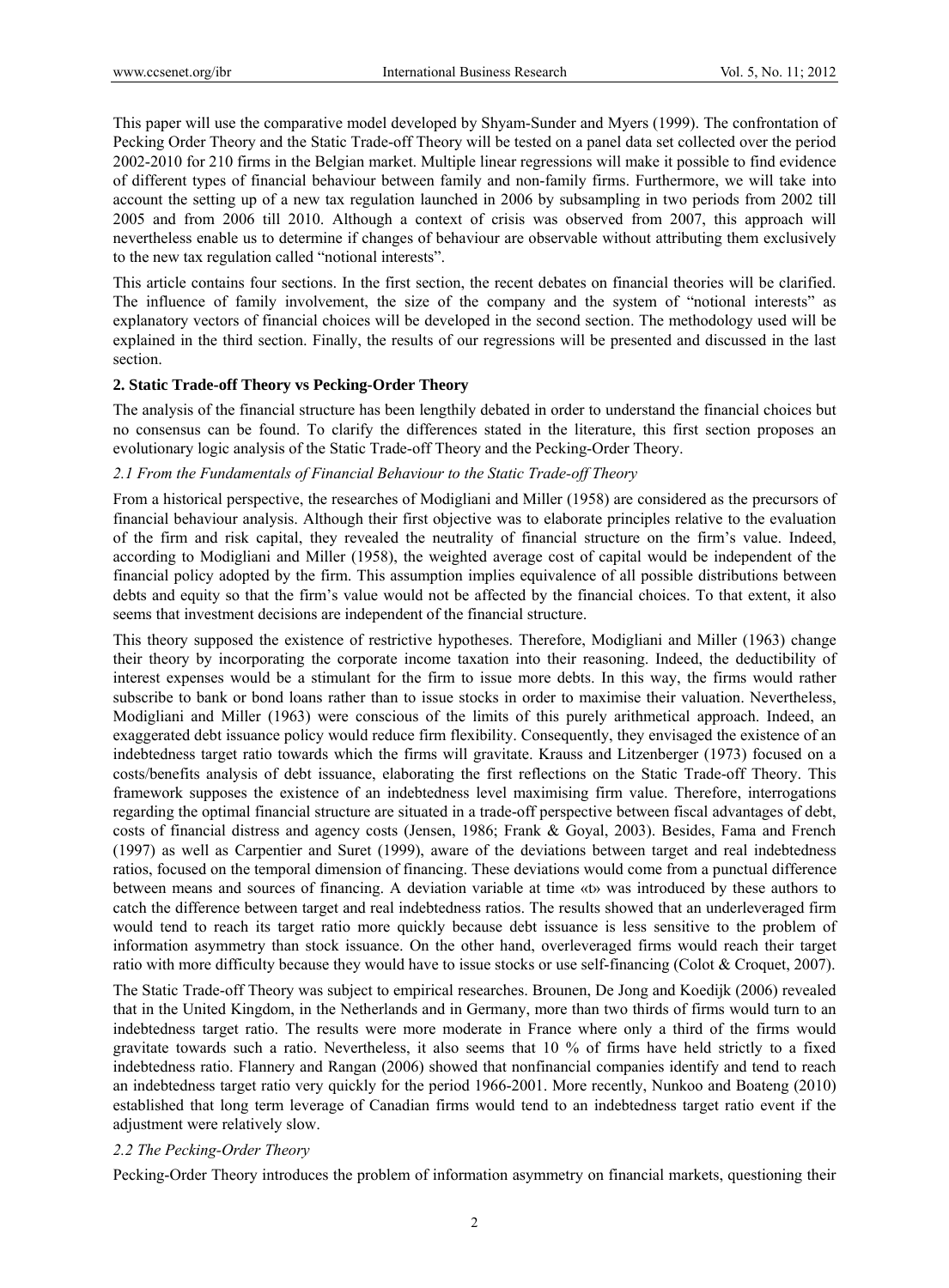This paper will use the comparative model developed by Shyam-Sunder and Myers (1999). The confrontation of Pecking Order Theory and the Static Trade-off Theory will be tested on a panel data set collected over the period 2002-2010 for 210 firms in the Belgian market. Multiple linear regressions will make it possible to find evidence of different types of financial behaviour between family and non-family firms. Furthermore, we will take into account the setting up of a new tax regulation launched in 2006 by subsampling in two periods from 2002 till 2005 and from 2006 till 2010. Although a context of crisis was observed from 2007, this approach will nevertheless enable us to determine if changes of behaviour are observable without attributing them exclusively to the new tax regulation called "notional interests".

This article contains four sections. In the first section, the recent debates on financial theories will be clarified. The influence of family involvement, the size of the company and the system of "notional interests" as explanatory vectors of financial choices will be developed in the second section. The methodology used will be explained in the third section. Finally, the results of our regressions will be presented and discussed in the last section.

## 2. Static Trade-off Theory vs Pecking-Order Theory

The analysis of the financial structure has been lengthily debated in order to understand the financial choices but no consensus can be found. To clarify the differences stated in the literature, this first section proposes an evolutionary logic analysis of the Static Trade-off Theory and the Pecking-Order Theory.

### *2.1 From the Fundamentals of Financial Behaviour to the Static Trade-off Theory*

From a historical perspective, the researches of Modigliani and Miller (1958) are considered as the precursors of financial behaviour analysis. Although their first objective was to elaborate principles relative to the evaluation of the firm and risk capital, they revealed the neutrality of financial structure on the firm's value. Indeed, according to Modigliani and Miller (1958), the weighted average cost of capital would be independent of the financial policy adopted by the firm. This assumption implies equivalence of all possible distributions between debts and equity so that the firm's value would not be affected by the financial choices. To that extent, it also seems that investment decisions are independent of the financial structure.

This theory supposed the existence of restrictive hypotheses. Therefore, Modigliani and Miller (1963) change their theory by incorporating the corporate income taxation into their reasoning. Indeed, the deductibility of interest expenses would be a stimulant for the firm to issue more debts. In this way, the firms would rather subscribe to bank or bond loans rather than to issue stocks in order to maximise their valuation. Nevertheless, Modigliani and Miller (1963) were conscious of the limits of this purely arithmetical approach. Indeed, an exaggerated debt issuance policy would reduce firm flexibility. Consequently, they envisaged the existence of an indebtedness target ratio towards which the firms will gravitate. Krauss and Litzenberger (1973) focused on a costs/benefits analysis of debt issuance, elaborating the first reflections on the Static Trade-off Theory. This framework supposes the existence of an indebtedness level maximising firm value. Therefore, interrogations regarding the optimal financial structure are situated in a trade-off perspective between fiscal advantages of debt, costs of financial distress and agency costs (Jensen, 1986; Frank & Goyal, 2003). Besides, Fama and French (1997) as well as Carpentier and Suret (1999), aware of the deviations between target and real indebtedness ratios, focused on the temporal dimension of financing. These deviations would come from a punctual difference between means and sources of financing. A deviation variable at time «t» was introduced by these authors to catch the difference between target and real indebtedness ratios. The results showed that an underleveraged firm would tend to reach its target ratio more quickly because debt issuance is less sensitive to the problem of information asymmetry than stock issuance. On the other hand, overleveraged firms would reach their target ratio with more difficulty because they would have to issue stocks or use self-financing (Colot & Croquet, 2007).

The Static Trade-off Theory was subject to empirical researches. Brounen, De Jong and Koedijk (2006) revealed that in the United Kingdom, in the Netherlands and in Germany, more than two thirds of firms would turn to an indebtedness target ratio. The results were more moderate in France where only a third of the firms would gravitate towards such a ratio. Nevertheless, it also seems that 10 % of firms have held strictly to a fixed indebtedness ratio. Flannery and Rangan (2006) showed that nonfinancial companies identify and tend to reach an indebtedness target ratio very quickly for the period 1966-2001. More recently, Nunkoo and Boateng (2010) established that long term leverage of Canadian firms would tend to an indebtedness target ratio event if the adjustment were relatively slow.

### *2.2 The Pecking-Order Theory*

Pecking-Order Theory introduces the problem of information asymmetry on financial markets, questioning their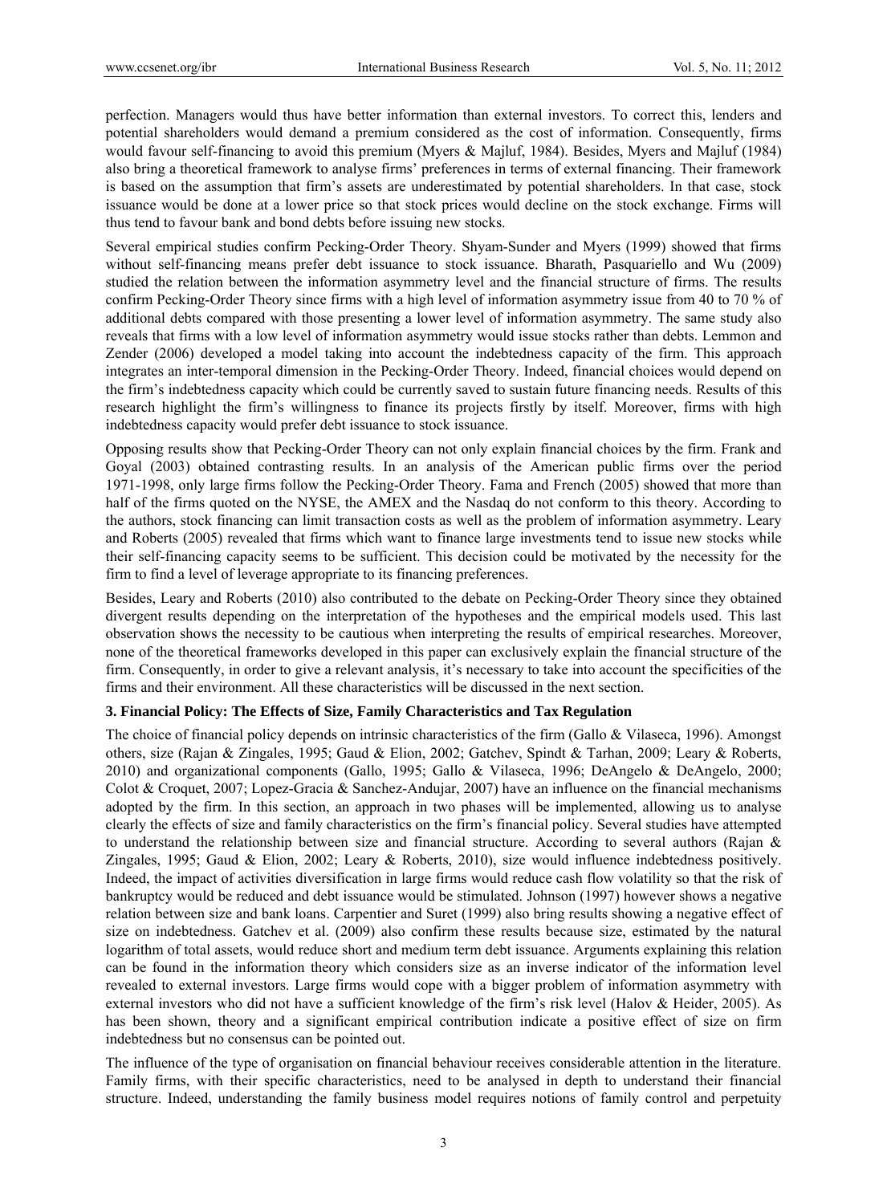perfection. Managers would thus have better information than external investors. To correct this, lenders and potential shareholders would demand a premium considered as the cost of information. Consequently, firms would favour self-financing to avoid this premium (Myers & Majluf, 1984). Besides, Myers and Majluf (1984) also bring a theoretical framework to analyse firms' preferences in terms of external financing. Their framework is based on the assumption that firm's assets are underestimated by potential shareholders. In that case, stock issuance would be done at a lower price so that stock prices would decline on the stock exchange. Firms will thus tend to favour bank and bond debts before issuing new stocks.

Several empirical studies confirm Pecking-Order Theory. Shyam-Sunder and Myers (1999) showed that firms without self-financing means prefer debt issuance to stock issuance. Bharath, Pasquariello and Wu (2009) studied the relation between the information asymmetry level and the financial structure of firms. The results confirm Pecking-Order Theory since firms with a high level of information asymmetry issue from 40 to 70 % of additional debts compared with those presenting a lower level of information asymmetry. The same study also reveals that firms with a low level of information asymmetry would issue stocks rather than debts. Lemmon and Zender (2006) developed a model taking into account the indebtedness capacity of the firm. This approach integrates an inter-temporal dimension in the Pecking-Order Theory. Indeed, financial choices would depend on the firm's indebtedness capacity which could be currently saved to sustain future financing needs. Results of this research highlight the firm's willingness to finance its projects firstly by itself. Moreover, firms with high indebtedness capacity would prefer debt issuance to stock issuance.

Opposing results show that Pecking-Order Theory can not only explain financial choices by the firm. Frank and Goyal (2003) obtained contrasting results. In an analysis of the American public firms over the period 1971-1998, only large firms follow the Pecking-Order Theory. Fama and French (2005) showed that more than half of the firms quoted on the NYSE, the AMEX and the Nasdaq do not conform to this theory. According to the authors, stock financing can limit transaction costs as well as the problem of information asymmetry. Leary and Roberts (2005) revealed that firms which want to finance large investments tend to issue new stocks while their self-financing capacity seems to be sufficient. This decision could be motivated by the necessity for the firm to find a level of leverage appropriate to its financing preferences.

Besides, Leary and Roberts (2010) also contributed to the debate on Pecking-Order Theory since they obtained divergent results depending on the interpretation of the hypotheses and the empirical models used. This last observation shows the necessity to be cautious when interpreting the results of empirical researches. Moreover, none of the theoretical frameworks developed in this paper can exclusively explain the financial structure of the firm. Consequently, in order to give a relevant analysis, it's necessary to take into account the specificities of the firms and their environment. All these characteristics will be discussed in the next section.

## 3. Financial Policy: The Effects of Size, Family Characteristics and Tax Regulation

The choice of financial policy depends on intrinsic characteristics of the firm (Gallo & Vilaseca, 1996). Amongst others, size (Rajan & Zingales, 1995; Gaud & Elion, 2002; Gatchev, Spindt & Tarhan, 2009; Leary & Roberts, 2010) and organizational components (Gallo, 1995; Gallo & Vilaseca, 1996; DeAngelo & DeAngelo, 2000; Colot & Croquet, 2007; Lopez-Gracia & Sanchez-Andujar, 2007) have an influence on the financial mechanisms adopted by the firm. In this section, an approach in two phases will be implemented, allowing us to analyse clearly the effects of size and family characteristics on the firm's financial policy. Several studies have attempted to understand the relationship between size and financial structure. According to several authors (Rajan & Zingales, 1995; Gaud & Elion, 2002; Leary & Roberts, 2010), size would influence indebtedness positively. Indeed, the impact of activities diversification in large firms would reduce cash flow volatility so that the risk of bankruptcy would be reduced and debt issuance would be stimulated. Johnson (1997) however shows a negative relation between size and bank loans. Carpentier and Suret (1999) also bring results showing a negative effect of size on indebtedness. Gatchev et al. (2009) also confirm these results because size, estimated by the natural logarithm of total assets, would reduce short and medium term debt issuance. Arguments explaining this relation can be found in the information theory which considers size as an inverse indicator of the information level revealed to external investors. Large firms would cope with a bigger problem of information asymmetry with external investors who did not have a sufficient knowledge of the firm's risk level (Halov & Heider, 2005). As has been shown, theory and a significant empirical contribution indicate a positive effect of size on firm indebtedness but no consensus can be pointed out.

The influence of the type of organisation on financial behaviour receives considerable attention in the literature. Family firms, with their specific characteristics, need to be analysed in depth to understand their financial structure. Indeed, understanding the family business model requires notions of family control and perpetuity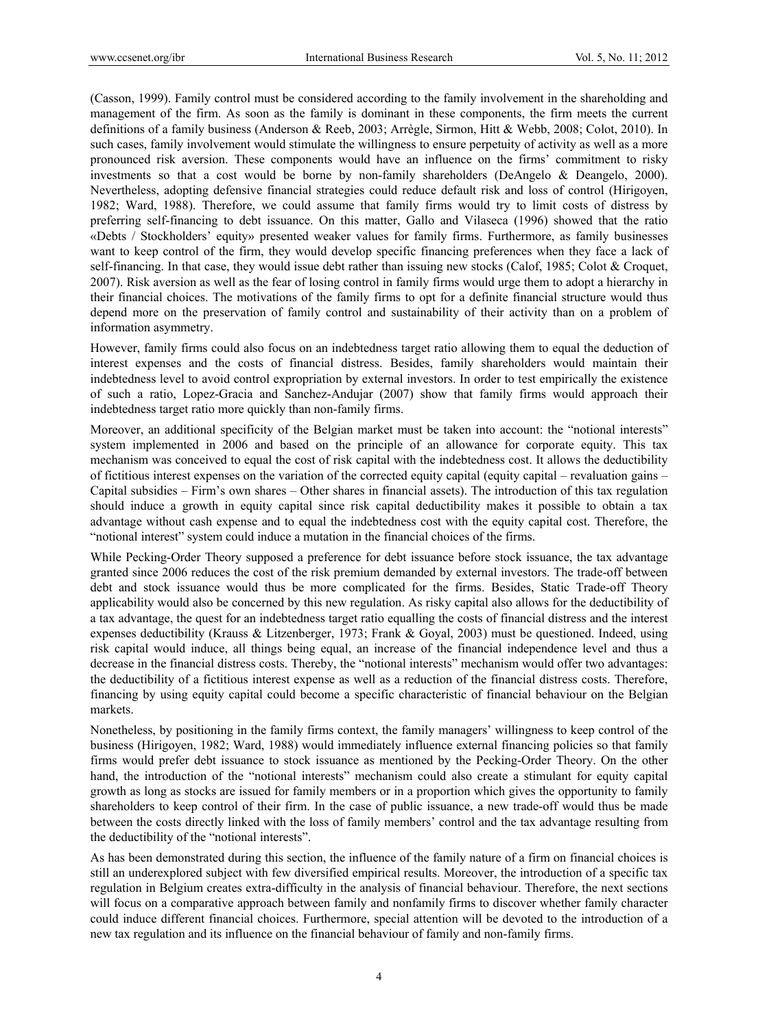(Casson, 1999). Family control must be considered according to the family involvement in the shareholding and management of the firm. As soon as the family is dominant in these components, the firm meets the current definitions of a family business (Anderson & Reeb, 2003; Arrègle, Sirmon, Hitt & Webb, 2008; Colot, 2010). In such cases, family involvement would stimulate the willingness to ensure perpetuity of activity as well as a more pronounced risk aversion. These components would have an influence on the firms' commitment to risky investments so that a cost would be borne by non-family shareholders (DeAngelo & Deangelo, 2000). Nevertheless, adopting defensive financial strategies could reduce default risk and loss of control (Hirigoyen, 1982; Ward, 1988). Therefore, we could assume that family firms would try to limit costs of distress by preferring self-financing to debt issuance. On this matter, Gallo and Vilaseca (1996) showed that the ratio «Debts / Stockholders' equity» presented weaker values for family firms. Furthermore, as family businesses want to keep control of the firm, they would develop specific financing preferences when they face a lack of self-financing. In that case, they would issue debt rather than issuing new stocks (Calof, 1985; Colot & Croquet, 2007). Risk aversion as well as the fear of losing control in family firms would urge them to adopt a hierarchy in their financial choices. The motivations of the family firms to opt for a definite financial structure would thus depend more on the preservation of family control and sustainability of their activity than on a problem of information asymmetry.

However, family firms could also focus on an indebtedness target ratio allowing them to equal the deduction of interest expenses and the costs of financial distress. Besides, family shareholders would maintain their indebtedness level to avoid control expropriation by external investors. In order to test empirically the existence of such a ratio, Lopez-Gracia and Sanchez-Andujar (2007) show that family firms would approach their indebtedness target ratio more quickly than non-family firms.

Moreover, an additional specificity of the Belgian market must be taken into account: the "notional interests" system implemented in 2006 and based on the principle of an allowance for corporate equity. This tax mechanism was conceived to equal the cost of risk capital with the indebtedness cost. It allows the deductibility of fictitious interest expenses on the variation of the corrected equity capital (equity capital – revaluation gains – Capital subsidies – Firm's own shares – Other shares in financial assets). The introduction of this tax regulation should induce a growth in equity capital since risk capital deductibility makes it possible to obtain a tax advantage without cash expense and to equal the indebtedness cost with the equity capital cost. Therefore, the "notional interest" system could induce a mutation in the financial choices of the firms.

While Pecking-Order Theory supposed a preference for debt issuance before stock issuance, the tax advantage granted since 2006 reduces the cost of the risk premium demanded by external investors. The trade-off between debt and stock issuance would thus be more complicated for the firms. Besides, Static Trade-off Theory applicability would also be concerned by this new regulation. As risky capital also allows for the deductibility of a tax advantage, the quest for an indebtedness target ratio equalling the costs of financial distress and the interest expenses deductibility (Krauss & Litzenberger, 1973; Frank & Goyal, 2003) must be questioned. Indeed, using risk capital would induce, all things being equal, an increase of the financial independence level and thus a decrease in the financial distress costs. Thereby, the "notional interests" mechanism would offer two advantages: the deductibility of a fictitious interest expense as well as a reduction of the financial distress costs. Therefore, financing by using equity capital could become a specific characteristic of financial behaviour on the Belgian markets.

Nonetheless, by positioning in the family firms context, the family managers' willingness to keep control of the business (Hirigoyen, 1982; Ward, 1988) would immediately influence external financing policies so that family firms would prefer debt issuance to stock issuance as mentioned by the Pecking-Order Theory. On the other hand, the introduction of the "notional interests" mechanism could also create a stimulant for equity capital growth as long as stocks are issued for family members or in a proportion which gives the opportunity to family shareholders to keep control of their firm. In the case of public issuance, a new trade-off would thus be made between the costs directly linked with the loss of family members' control and the tax advantage resulting from the deductibility of the "notional interests".

As has been demonstrated during this section, the influence of the family nature of a firm on financial choices is still an underexplored subject with few diversified empirical results. Moreover, the introduction of a specific tax regulation in Belgium creates extra-difficulty in the analysis of financial behaviour. Therefore, the next sections will focus on a comparative approach between family and nonfamily firms to discover whether family character could induce different financial choices. Furthermore, special attention will be devoted to the introduction of a new tax regulation and its influence on the financial behaviour of family and non-family firms.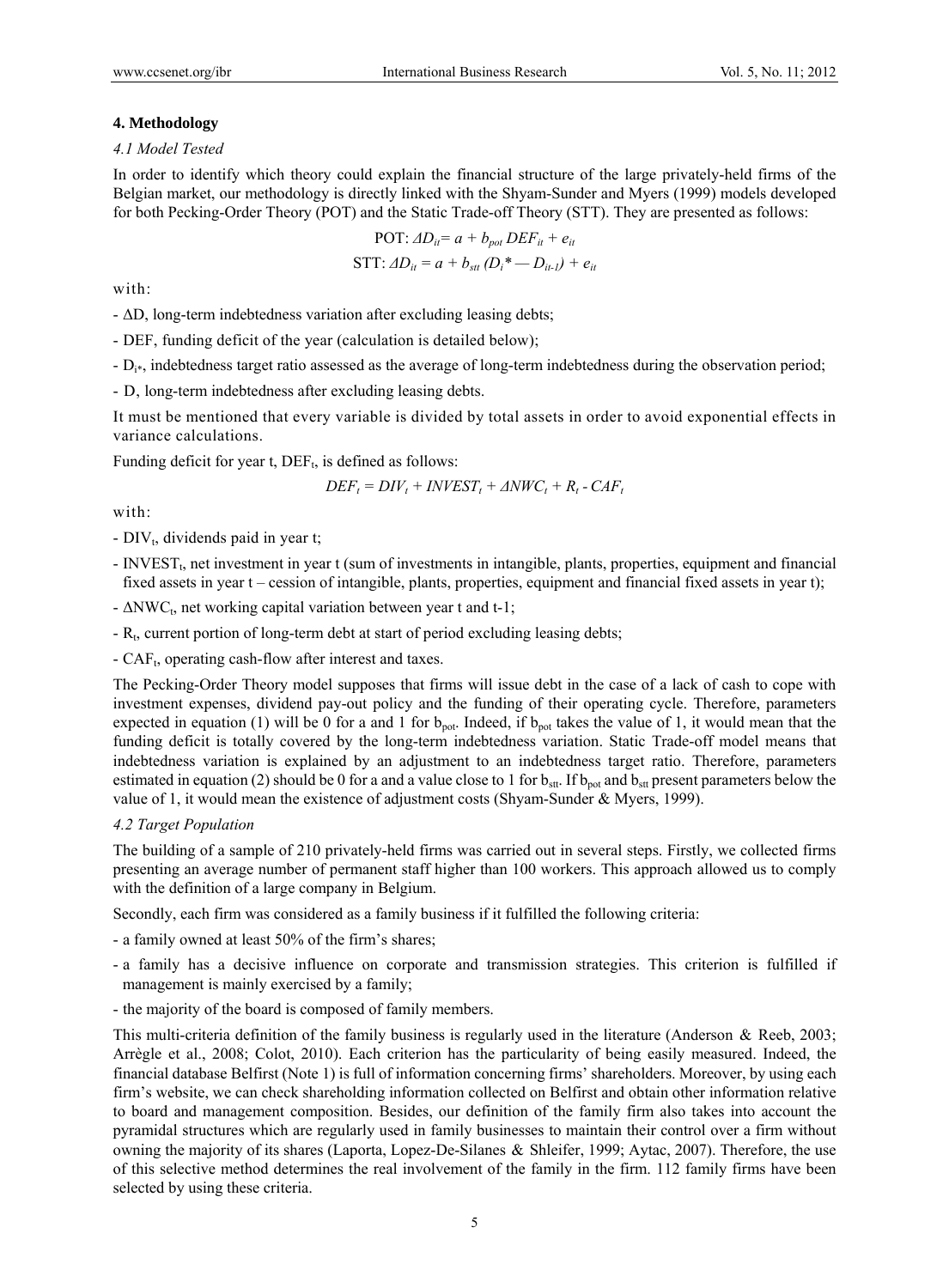## 4. Methodology

### *4.1 Model Tested*

In order to identify which theory could explain the financial structure of the large privately-held firms of the Belgian market, our methodology is directly linked with the Shyam-Sunder and Myers (1999) models developed for both Pecking-Order Theory (POT) and the Static Trade-off Theory (STT). They are presented as follows:

$$\text{POT: } \Delta D_{it} = a + b_{pot}\, DEF_{it} + e_{it}$$

$$\text{STT: } \Delta D_{it} = a + b_{stt}\, (D_i{*} - D_{it-1}) + e_{it}$$

with:

- $\Delta D$, long-term indebtedness variation after excluding leasing debts;
- DEF, funding deficit of the year (calculation is detailed below);
- $D_{i*}$, indebtedness target ratio assessed as the average of long-term indebtedness during the observation period;
- D, long-term indebtedness after excluding leasing debts.

It must be mentioned that every variable is divided by total assets in order to avoid exponential effects in variance calculations.

Funding deficit for year t, $DEF_t$, is defined as follows:

$$DEF_t = DIV_t + INVEST_t + \Delta NWC_t + R_t - CAF_t$$

with:

- $DIV_t$, dividends paid in year t;
- $INVEST_t$, net investment in year t (sum of investments in intangible, plants, properties, equipment and financial fixed assets in year t – cession of intangible, plants, properties, equipment and financial fixed assets in year t);
- $\Delta NWC_t$, net working capital variation between year t and t-1;
- $R_t$, current portion of long-term debt at start of period excluding leasing debts;
- $CAF_t$, operating cash-flow after interest and taxes.

The Pecking-Order Theory model supposes that firms will issue debt in the case of a lack of cash to cope with investment expenses, dividend pay-out policy and the funding of their operating cycle. Therefore, parameters expected in equation (1) will be 0 for a and 1 for $b_{pot}$. Indeed, if $b_{pot}$ takes the value of 1, it would mean that the funding deficit is totally covered by the long-term indebtedness variation. Static Trade-off model means that indebtedness variation is explained by an adjustment to an indebtedness target ratio. Therefore, parameters estimated in equation (2) should be 0 for a and a value close to 1 for $b_{stt}$. If $b_{pot}$ and $b_{stt}$ present parameters below the value of 1, it would mean the existence of adjustment costs (Shyam-Sunder & Myers, 1999).

### *4.2 Target Population*

The building of a sample of 210 privately-held firms was carried out in several steps. Firstly, we collected firms presenting an average number of permanent staff higher than 100 workers. This approach allowed us to comply with the definition of a large company in Belgium.

Secondly, each firm was considered as a family business if it fulfilled the following criteria:

- a family owned at least 50% of the firm's shares;
- a family has a decisive influence on corporate and transmission strategies. This criterion is fulfilled if management is mainly exercised by a family;
- the majority of the board is composed of family members.

This multi-criteria definition of the family business is regularly used in the literature (Anderson & Reeb, 2003; Arrègle et al., 2008; Colot, 2010). Each criterion has the particularity of being easily measured. Indeed, the financial database Belfirst (Note 1) is full of information concerning firms' shareholders. Moreover, by using each firm's website, we can check shareholding information collected on Belfirst and obtain other information relative to board and management composition. Besides, our definition of the family firm also takes into account the pyramidal structures which are regularly used in family businesses to maintain their control over a firm without owning the majority of its shares (Laporta, Lopez-De-Silanes & Shleifer, 1999; Aytac, 2007). Therefore, the use of this selective method determines the real involvement of the family in the firm. 112 family firms have been selected by using these criteria.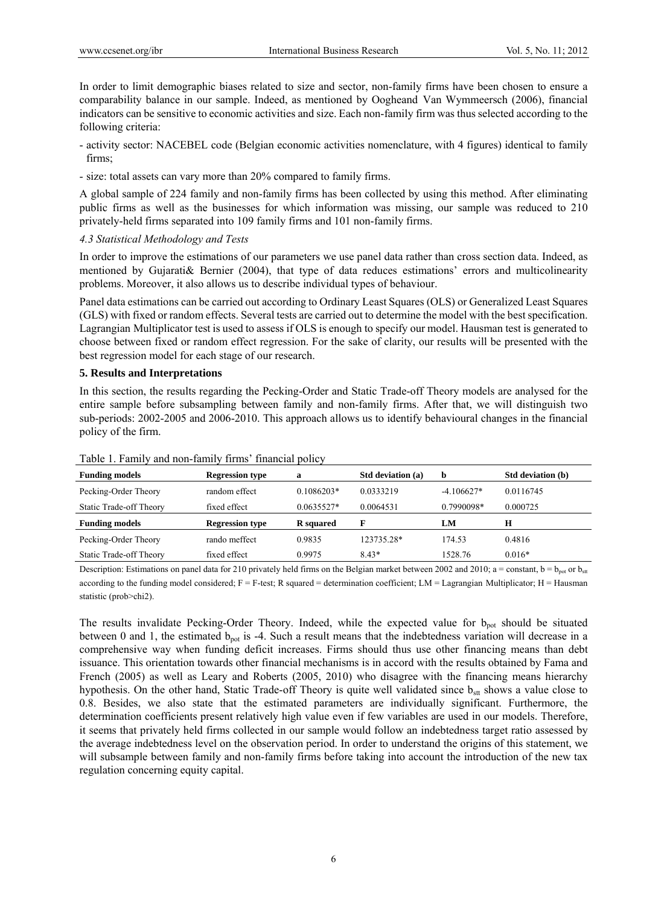In order to limit demographic biases related to size and sector, non-family firms have been chosen to ensure a comparability balance in our sample. Indeed, as mentioned by Oogheand Van Wymmeersch (2006), financial indicators can be sensitive to economic activities and size. Each non-family firm was thus selected according to the following criteria:

- activity sector: NACEBEL code (Belgian economic activities nomenclature, with 4 figures) identical to family firms;

- size: total assets can vary more than 20% compared to family firms.

A global sample of 224 family and non-family firms has been collected by using this method. After eliminating public firms as well as the businesses for which information was missing, our sample was reduced to 210 privately-held firms separated into 109 family firms and 101 non-family firms.

### *4.3 Statistical Methodology and Tests*

In order to improve the estimations of our parameters we use panel data rather than cross section data. Indeed, as mentioned by Gujarati& Bernier (2004), that type of data reduces estimations' errors and multicolinearity problems. Moreover, it also allows us to describe individual types of behaviour.

Panel data estimations can be carried out according to Ordinary Least Squares (OLS) or Generalized Least Squares (GLS) with fixed or random effects. Several tests are carried out to determine the model with the best specification. Lagrangian Multiplicator test is used to assess if OLS is enough to specify our model. Hausman test is generated to choose between fixed or random effect regression. For the sake of clarity, our results will be presented with the best regression model for each stage of our research.

## 5. Results and Interpretations

In this section, the results regarding the Pecking-Order and Static Trade-off Theory models are analysed for the entire sample before subsampling between family and non-family firms. After that, we will distinguish two sub-periods: 2002-2005 and 2006-2010. This approach allows us to identify behavioural changes in the financial policy of the firm.

Table 1. Family and non-family firms' financial policy

| Funding models | Regression type | a | Std deviation (a) | b | Std deviation (b) |
|---|---|---|---|---|---|
| Pecking-Order Theory | random effect | 0.1086203* | 0.0333219 | -4.106627* | 0.0116745 |
| Static Trade-off Theory | fixed effect | 0.0635527* | 0.0064531 | 0.7990098* | 0.000725 |
| **Funding models** | **Regression type** | **R squared** | **F** | **LM** | **H** |
| Pecking-Order Theory | rando meffect | 0.9835 | 123735.28* | 174.53 | 0.4816 |
| Static Trade-off Theory | fixed effect | 0.9975 | 8.43* | 1528.76 | 0.016* |

Description: Estimations on panel data for 210 privately held firms on the Belgian market between 2002 and 2010; a = constant, b = $b_{pot}$ or $b_{stt}$ according to the funding model considered; F = F-test; R squared = determination coefficient; LM = Lagrangian Multiplicator; H = Hausman statistic (prob>chi2).

The results invalidate Pecking-Order Theory. Indeed, while the expected value for $b_{pot}$ should be situated between 0 and 1, the estimated $b_{pot}$ is -4. Such a result means that the indebtedness variation will decrease in a comprehensive way when funding deficit increases. Firms should thus use other financing means than debt issuance. This orientation towards other financial mechanisms is in accord with the results obtained by Fama and French (2005) as well as Leary and Roberts (2005, 2010) who disagree with the financing means hierarchy hypothesis. On the other hand, Static Trade-off Theory is quite well validated since $b_{stt}$ shows a value close to 0.8. Besides, we also state that the estimated parameters are individually significant. Furthermore, the determination coefficients present relatively high value even if few variables are used in our models. Therefore, it seems that privately held firms collected in our sample would follow an indebtedness target ratio assessed by the average indebtedness level on the observation period. In order to understand the origins of this statement, we will subsample between family and non-family firms before taking into account the introduction of the new tax regulation concerning equity capital.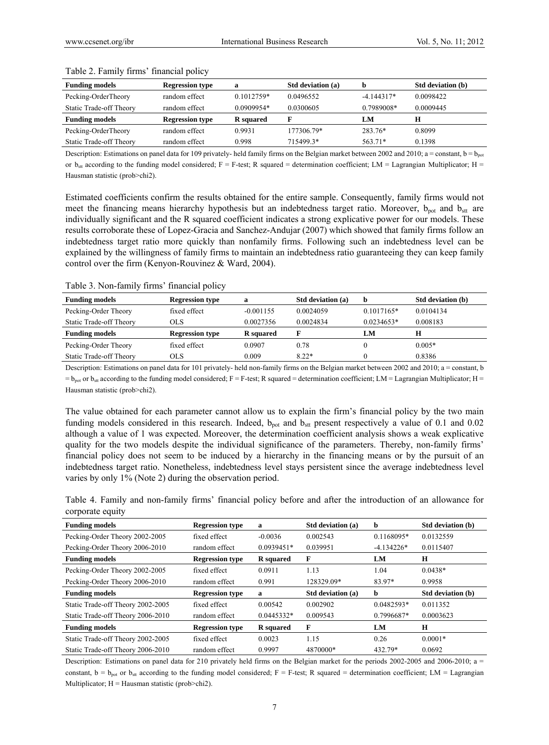Table 2. Family firms' financial policy

| Funding models | Regression type | a | Std deviation (a) | b | Std deviation (b) |
|---|---|---|---|---|---|
| Pecking-OrderTheory | random effect | 0.1012759* | 0.0496552 | -4.144317* | 0.0098422 |
| Static Trade-off Theory | random effect | 0.0909954* | 0.0300605 | 0.7989008* | 0.0009445 |
| **Funding models** | **Regression type** | **R squared** | **F** | **LM** | **H** |
| Pecking-OrderTheory | random effect | 0.9931 | 177306.79* | 283.76* | 0.8099 |
| Static Trade-off Theory | random effect | 0.998 | 715499.3* | 563.71* | 0.1398 |

Description: Estimations on panel data for 109 privately- held family firms on the Belgian market between 2002 and 2010; a = constant, b = $b_{pot}$ or $b_{stt}$ according to the funding model considered; F = F-test; R squared = determination coefficient; LM = Lagrangian Multiplicator; H = Hausman statistic (prob>chi2).

Estimated coefficients confirm the results obtained for the entire sample. Consequently, family firms would not meet the financing means hierarchy hypothesis but an indebtedness target ratio. Moreover, $b_{pot}$ and $b_{stt}$ are individually significant and the R squared coefficient indicates a strong explicative power for our models. These results corroborate these of Lopez-Gracia and Sanchez-Andujar (2007) which showed that family firms follow an indebtedness target ratio more quickly than nonfamily firms. Following such an indebtedness level can be explained by the willingness of family firms to maintain an indebtedness ratio guaranteeing they can keep family control over the firm (Kenyon-Rouvinez & Ward, 2004).

Table 3. Non-family firms' financial policy

| Funding models | Regression type | a | Std deviation (a) | b | Std deviation (b) |
|---|---|---|---|---|---|
| Pecking-Order Theory | fixed effect | -0.001155 | 0.0024059 | 0.1017165* | 0.0104134 |
| Static Trade-off Theory | OLS | 0.0027356 | 0.0024834 | 0.0234653* | 0.008183 |
| **Funding models** | **Regression type** | **R squared** | **F** | **LM** | **H** |
| Pecking-Order Theory | fixed effect | 0.0907 | 0.78 | 0 | 0.005* |
| Static Trade-off Theory | OLS | 0.009 | 8.22* | 0 | 0.8386 |

Description: Estimations on panel data for 101 privately- held non-family firms on the Belgian market between 2002 and 2010; a = constant, b = $b_{pot}$ or $b_{stt}$ according to the funding model considered; F = F-test; R squared = determination coefficient; LM = Lagrangian Multiplicator; H = Hausman statistic (prob>chi2).

The value obtained for each parameter cannot allow us to explain the firm's financial policy by the two main funding models considered in this research. Indeed, $b_{pot}$ and $b_{stt}$ present respectively a value of 0.1 and 0.02 although a value of 1 was expected. Moreover, the determination coefficient analysis shows a weak explicative quality for the two models despite the individual significance of the parameters. Thereby, non-family firms' financial policy does not seem to be induced by a hierarchy in the financing means or by the pursuit of an indebtedness target ratio. Nonetheless, indebtedness level stays persistent since the average indebtedness level varies by only 1% (Note 2) during the observation period.

Table 4. Family and non-family firms' financial policy before and after the introduction of an allowance for corporate equity

| Funding models | Regression type | a | Std deviation (a) | b | Std deviation (b) |
|---|---|---|---|---|---|
| Pecking-Order Theory 2002-2005 | fixed effect | -0.0036 | 0.002543 | 0.1168095* | 0.0132559 |
| Pecking-Order Theory 2006-2010 | random effect | 0.0939451* | 0.039951 | -4.134226* | 0.0115407 |
| **Funding models** | **Regression type** | **R squared** | **F** | **LM** | **H** |
| Pecking-Order Theory 2002-2005 | fixed effect | 0.0911 | 1.13 | 1.04 | 0.0438* |
| Pecking-Order Theory 2006-2010 | random effect | 0.991 | 128329.09* | 83.97* | 0.9958 |
| **Funding models** | **Regression type** | **a** | **Std deviation (a)** | **b** | **Std deviation (b)** |
| Static Trade-off Theory 2002-2005 | fixed effect | 0.00542 | 0.002902 | 0.0482593* | 0.011352 |
| Static Trade-off Theory 2006-2010 | random effect | 0.0445332* | 0.009543 | 0.7996687* | 0.0003623 |
| **Funding models** | **Regression type** | **R squared** | **F** | **LM** | **H** |
| Static Trade-off Theory 2002-2005 | fixed effect | 0.0023 | 1.15 | 0.26 | 0.0001* |
| Static Trade-off Theory 2006-2010 | random effect | 0.9997 | 4870000* | 432.79* | 0.0692 |

Description: Estimations on panel data for 210 privately held firms on the Belgian market for the periods 2002-2005 and 2006-2010; a = constant, b = $b_{pot}$ or $b_{stt}$ according to the funding model considered; F = F-test; R squared = determination coefficient; LM = Lagrangian Multiplicator; H = Hausman statistic (prob>chi2).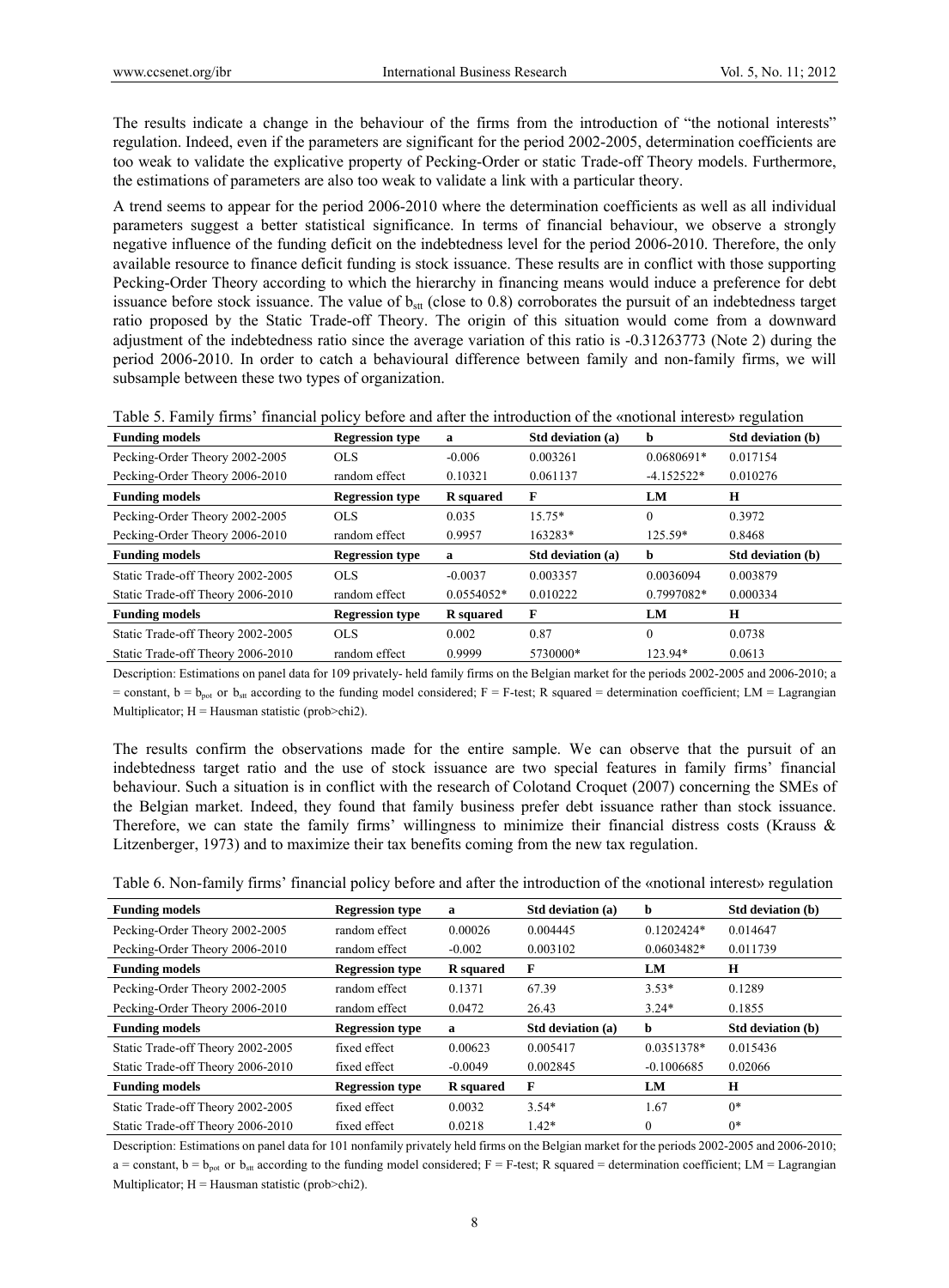The results indicate a change in the behaviour of the firms from the introduction of "the notional interests" regulation. Indeed, even if the parameters are significant for the period 2002-2005, determination coefficients are too weak to validate the explicative property of Pecking-Order or static Trade-off Theory models. Furthermore, the estimations of parameters are also too weak to validate a link with a particular theory.

A trend seems to appear for the period 2006-2010 where the determination coefficients as well as all individual parameters suggest a better statistical significance. In terms of financial behaviour, we observe a strongly negative influence of the funding deficit on the indebtedness level for the period 2006-2010. Therefore, the only available resource to finance deficit funding is stock issuance. These results are in conflict with those supporting Pecking-Order Theory according to which the hierarchy in financing means would induce a preference for debt issuance before stock issuance. The value of $b_{stt}$ (close to 0.8) corroborates the pursuit of an indebtedness target ratio proposed by the Static Trade-off Theory. The origin of this situation would come from a downward adjustment of the indebtedness ratio since the average variation of this ratio is -0.31263773 (Note 2) during the period 2006-2010. In order to catch a behavioural difference between family and non-family firms, we will subsample between these two types of organization.

Table 5. Family firms' financial policy before and after the introduction of the «notional interest» regulation

| Funding models | Regression type | a | Std deviation (a) | b | Std deviation (b) |
|---|---|---|---|---|---|
| Pecking-Order Theory 2002-2005 | OLS | -0.006 | 0.003261 | 0.0680691* | 0.017154 |
| Pecking-Order Theory 2006-2010 | random effect | 0.10321 | 0.061137 | -4.152522* | 0.010276 |
| **Funding models** | **Regression type** | **R squared** | **F** | **LM** | **H** |
| Pecking-Order Theory 2002-2005 | OLS | 0.035 | 15.75* | 0 | 0.3972 |
| Pecking-Order Theory 2006-2010 | random effect | 0.9957 | 163283* | 125.59* | 0.8468 |
| **Funding models** | **Regression type** | **a** | **Std deviation (a)** | **b** | **Std deviation (b)** |
| Static Trade-off Theory 2002-2005 | OLS | -0.0037 | 0.003357 | 0.0036094 | 0.003879 |
| Static Trade-off Theory 2006-2010 | random effect | 0.0554052* | 0.010222 | 0.7997082* | 0.000334 |
| **Funding models** | **Regression type** | **R squared** | **F** | **LM** | **H** |
| Static Trade-off Theory 2002-2005 | OLS | 0.002 | 0.87 | 0 | 0.0738 |
| Static Trade-off Theory 2006-2010 | random effect | 0.9999 | 5730000* | 123.94* | 0.0613 |

Description: Estimations on panel data for 109 privately- held family firms on the Belgian market for the periods 2002-2005 and 2006-2010; a = constant, b = $b_{pot}$ or $b_{stt}$ according to the funding model considered; F = F-test; R squared = determination coefficient; LM = Lagrangian Multiplicator; H = Hausman statistic (prob>chi2).

The results confirm the observations made for the entire sample. We can observe that the pursuit of an indebtedness target ratio and the use of stock issuance are two special features in family firms' financial behaviour. Such a situation is in conflict with the research of Colotand Croquet (2007) concerning the SMEs of the Belgian market. Indeed, they found that family business prefer debt issuance rather than stock issuance. Therefore, we can state the family firms' willingness to minimize their financial distress costs (Krauss & Litzenberger, 1973) and to maximize their tax benefits coming from the new tax regulation.

Table 6. Non-family firms' financial policy before and after the introduction of the «notional interest» regulation

| Funding models | Regression type | a | Std deviation (a) | b | Std deviation (b) |
|---|---|---|---|---|---|
| Pecking-Order Theory 2002-2005 | random effect | 0.00026 | 0.004445 | 0.1202424* | 0.014647 |
| Pecking-Order Theory 2006-2010 | random effect | -0.002 | 0.003102 | 0.0603482* | 0.011739 |
| **Funding models** | **Regression type** | **R squared** | **F** | **LM** | **H** |
| Pecking-Order Theory 2002-2005 | random effect | 0.1371 | 67.39 | 3.53* | 0.1289 |
| Pecking-Order Theory 2006-2010 | random effect | 0.0472 | 26.43 | 3.24* | 0.1855 |
| **Funding models** | **Regression type** | **a** | **Std deviation (a)** | **b** | **Std deviation (b)** |
| Static Trade-off Theory 2002-2005 | fixed effect | 0.00623 | 0.005417 | 0.0351378* | 0.015436 |
| Static Trade-off Theory 2006-2010 | fixed effect | -0.0049 | 0.002845 | -0.1006685 | 0.02066 |
| **Funding models** | **Regression type** | **R squared** | **F** | **LM** | **H** |
| Static Trade-off Theory 2002-2005 | fixed effect | 0.0032 | 3.54* | 1.67 | 0* |
| Static Trade-off Theory 2006-2010 | fixed effect | 0.0218 | 1.42* | 0 | 0* |

Description: Estimations on panel data for 101 nonfamily privately held firms on the Belgian market for the periods 2002-2005 and 2006-2010; a = constant, b = $b_{pot}$ or $b_{stt}$ according to the funding model considered; F = F-test; R squared = determination coefficient; LM = Lagrangian Multiplicator; H = Hausman statistic (prob>chi2).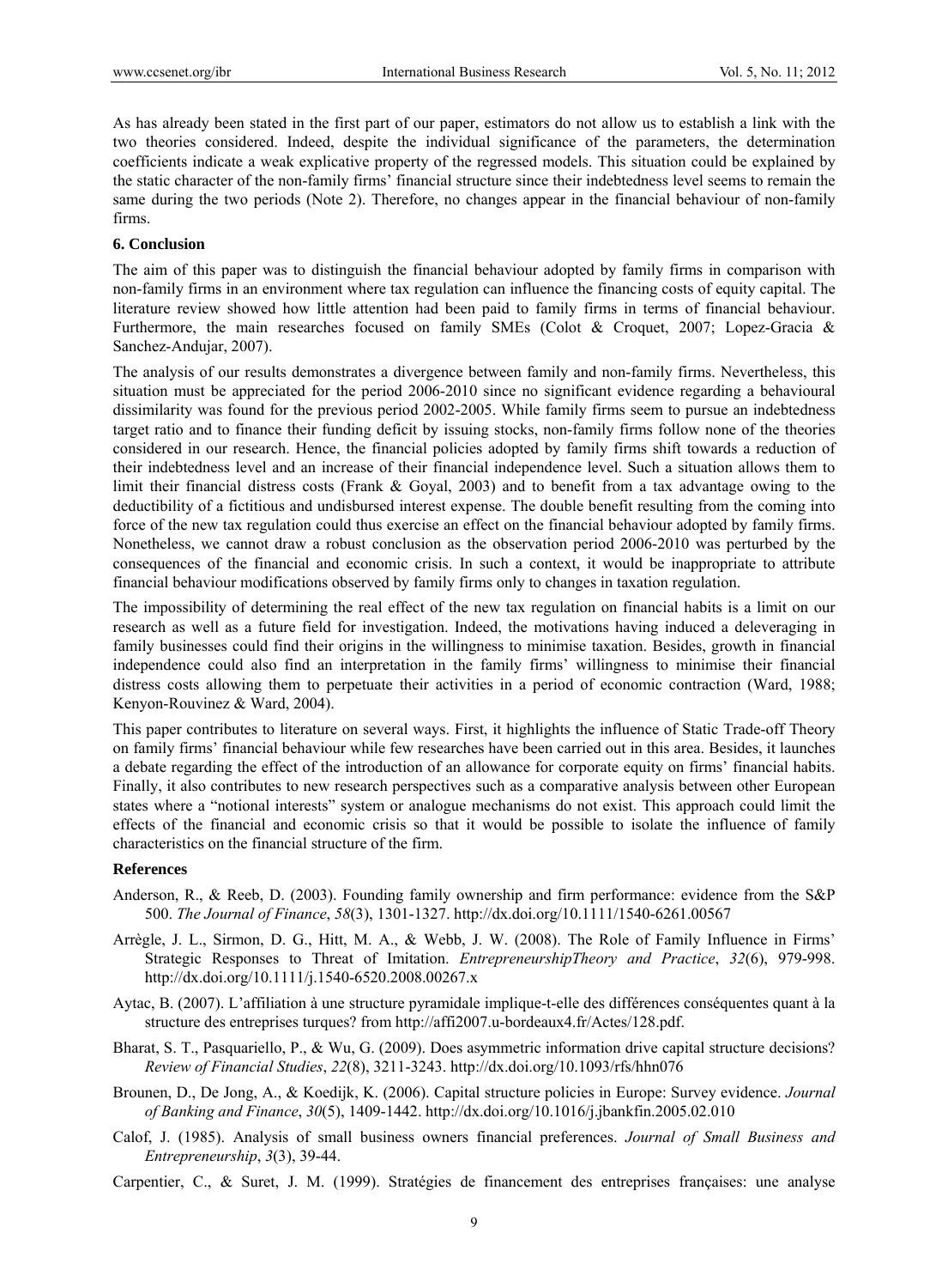As has already been stated in the first part of our paper, estimators do not allow us to establish a link with the two theories considered. Indeed, despite the individual significance of the parameters, the determination coefficients indicate a weak explicative property of the regressed models. This situation could be explained by the static character of the non-family firms' financial structure since their indebtedness level seems to remain the same during the two periods (Note 2). Therefore, no changes appear in the financial behaviour of non-family firms.

## 6. Conclusion

The aim of this paper was to distinguish the financial behaviour adopted by family firms in comparison with non-family firms in an environment where tax regulation can influence the financing costs of equity capital. The literature review showed how little attention had been paid to family firms in terms of financial behaviour. Furthermore, the main researches focused on family SMEs (Colot & Croquet, 2007; Lopez-Gracia & Sanchez-Andujar, 2007).

The analysis of our results demonstrates a divergence between family and non-family firms. Nevertheless, this situation must be appreciated for the period 2006-2010 since no significant evidence regarding a behavioural dissimilarity was found for the previous period 2002-2005. While family firms seem to pursue an indebtedness target ratio and to finance their funding deficit by issuing stocks, non-family firms follow none of the theories considered in our research. Hence, the financial policies adopted by family firms shift towards a reduction of their indebtedness level and an increase of their financial independence level. Such a situation allows them to limit their financial distress costs (Frank & Goyal, 2003) and to benefit from a tax advantage owing to the deductibility of a fictitious and undisbursed interest expense. The double benefit resulting from the coming into force of the new tax regulation could thus exercise an effect on the financial behaviour adopted by family firms. Nonetheless, we cannot draw a robust conclusion as the observation period 2006-2010 was perturbed by the consequences of the financial and economic crisis. In such a context, it would be inappropriate to attribute financial behaviour modifications observed by family firms only to changes in taxation regulation.

The impossibility of determining the real effect of the new tax regulation on financial habits is a limit on our research as well as a future field for investigation. Indeed, the motivations having induced a deleveraging in family businesses could find their origins in the willingness to minimise taxation. Besides, growth in financial independence could also find an interpretation in the family firms' willingness to minimise their financial distress costs allowing them to perpetuate their activities in a period of economic contraction (Ward, 1988; Kenyon-Rouvinez & Ward, 2004).

This paper contributes to literature on several ways. First, it highlights the influence of Static Trade-off Theory on family firms' financial behaviour while few researches have been carried out in this area. Besides, it launches a debate regarding the effect of the introduction of an allowance for corporate equity on firms' financial habits. Finally, it also contributes to new research perspectives such as a comparative analysis between other European states where a "notional interests" system or analogue mechanisms do not exist. This approach could limit the effects of the financial and economic crisis so that it would be possible to isolate the influence of family characteristics on the financial structure of the firm.

## References

Anderson, R., & Reeb, D. (2003). Founding family ownership and firm performance: evidence from the S&P 500. *The Journal of Finance*, *58*(3), 1301-1327. http://dx.doi.org/10.1111/1540-6261.00567

Arrègle, J. L., Sirmon, D. G., Hitt, M. A., & Webb, J. W. (2008). The Role of Family Influence in Firms' Strategic Responses to Threat of Imitation. *EntrepreneurshipTheory and Practice*, *32*(6), 979-998. http://dx.doi.org/10.1111/j.1540-6520.2008.00267.x

Aytac, B. (2007). L'affiliation à une structure pyramidale implique-t-elle des différences conséquentes quant à la structure des entreprises turques? from http://affi2007.u-bordeaux4.fr/Actes/128.pdf.

Bharat, S. T., Pasquariello, P., & Wu, G. (2009). Does asymmetric information drive capital structure decisions? *Review of Financial Studies*, *22*(8), 3211-3243. http://dx.doi.org/10.1093/rfs/hhn076

Brounen, D., De Jong, A., & Koedijk, K. (2006). Capital structure policies in Europe: Survey evidence. *Journal of Banking and Finance*, *30*(5), 1409-1442. http://dx.doi.org/10.1016/j.jbankfin.2005.02.010

Calof, J. (1985). Analysis of small business owners financial preferences. *Journal of Small Business and Entrepreneurship*, *3*(3), 39-44.

Carpentier, C., & Suret, J. M. (1999). Stratégies de financement des entreprises françaises: une analyse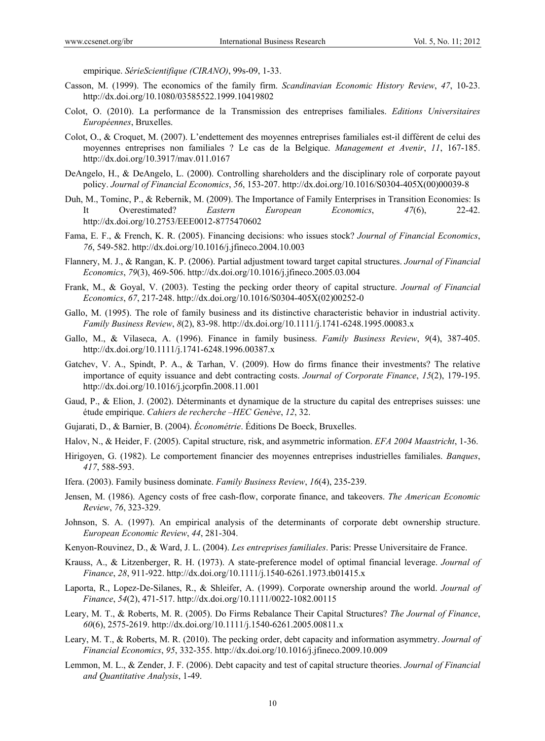empirique. *SérieScientifique (CIRANO)*, 99s-09, 1-33.

Casson, M. (1999). The economics of the family firm. *Scandinavian Economic History Review*, *47*, 10-23. http://dx.doi.org/10.1080/03585522.1999.10419802

Colot, O. (2010). La performance de la Transmission des entreprises familiales. *Editions Universitaires Européennes*, Bruxelles.

Colot, O., & Croquet, M. (2007). L'endettement des moyennes entreprises familiales est-il différent de celui des moyennes entreprises non familiales ? Le cas de la Belgique. *Management et Avenir*, *11*, 167-185. http://dx.doi.org/10.3917/mav.011.0167

DeAngelo, H., & DeAngelo, L. (2000). Controlling shareholders and the disciplinary role of corporate payout policy. *Journal of Financial Economics*, *56*, 153-207. http://dx.doi.org/10.1016/S0304-405X(00)00039-8

Duh, M., Tominc, P., & Rebernik, M. (2009). The Importance of Family Enterprises in Transition Economies: Is It Overestimated? *Eastern European Economics*, *47*(6), 22-42. http://dx.doi.org/10.2753/EEE0012-8775470602

Fama, E. F., & French, K. R. (2005). Financing decisions: who issues stock? *Journal of Financial Economics*, *76*, 549-582. http://dx.doi.org/10.1016/j.jfineco.2004.10.003

Flannery, M. J., & Rangan, K. P. (2006). Partial adjustment toward target capital structures. *Journal of Financial Economics*, *79*(3), 469-506. http://dx.doi.org/10.1016/j.jfineco.2005.03.004

Frank, M., & Goyal, V. (2003). Testing the pecking order theory of capital structure. *Journal of Financial Economics*, *67*, 217-248. http://dx.doi.org/10.1016/S0304-405X(02)00252-0

Gallo, M. (1995). The role of family business and its distinctive characteristic behavior in industrial activity. *Family Business Review*, *8*(2), 83-98. http://dx.doi.org/10.1111/j.1741-6248.1995.00083.x

Gallo, M., & Vilaseca, A. (1996). Finance in family business. *Family Business Review*, *9*(4), 387-405. http://dx.doi.org/10.1111/j.1741-6248.1996.00387.x

Gatchev, V. A., Spindt, P. A., & Tarhan, V. (2009). How do firms finance their investments? The relative importance of equity issuance and debt contracting costs. *Journal of Corporate Finance*, *15*(2), 179-195. http://dx.doi.org/10.1016/j.jcorpfin.2008.11.001

Gaud, P., & Elion, J. (2002). Déterminants et dynamique de la structure du capital des entreprises suisses: une étude empirique. *Cahiers de recherche –HEC Genève*, *12*, 32.

Gujarati, D., & Barnier, B. (2004). *Économétrie*. Éditions De Boeck, Bruxelles.

Halov, N., & Heider, F. (2005). Capital structure, risk, and asymmetric information. *EFA 2004 Maastricht*, 1-36.

Hirigoyen, G. (1982). Le comportement financier des moyennes entreprises industrielles familiales. *Banques*, *417*, 588-593.

Ifera. (2003). Family business dominate. *Family Business Review*, *16*(4), 235-239.

Jensen, M. (1986). Agency costs of free cash-flow, corporate finance, and takeovers. *The American Economic Review*, *76*, 323-329.

Johnson, S. A. (1997). An empirical analysis of the determinants of corporate debt ownership structure. *European Economic Review*, *44*, 281-304.

Kenyon-Rouvinez, D., & Ward, J. L. (2004). *Les entreprises familiales*. Paris: Presse Universitaire de France.

Krauss, A., & Litzenberger, R. H. (1973). A state-preference model of optimal financial leverage. *Journal of Finance*, *28*, 911-922. http://dx.doi.org/10.1111/j.1540-6261.1973.tb01415.x

Laporta, R., Lopez-De-Silanes, R., & Shleifer, A. (1999). Corporate ownership around the world. *Journal of Finance*, *54*(2), 471-517. http://dx.doi.org/10.1111/0022-1082.00115

Leary, M. T., & Roberts, M. R. (2005). Do Firms Rebalance Their Capital Structures? *The Journal of Finance*, *60*(6), 2575-2619. http://dx.doi.org/10.1111/j.1540-6261.2005.00811.x

Leary, M. T., & Roberts, M. R. (2010). The pecking order, debt capacity and information asymmetry. *Journal of Financial Economics*, *95*, 332-355. http://dx.doi.org/10.1016/j.jfineco.2009.10.009

Lemmon, M. L., & Zender, J. F. (2006). Debt capacity and test of capital structure theories. *Journal of Financial and Quantitative Analysis*, 1-49.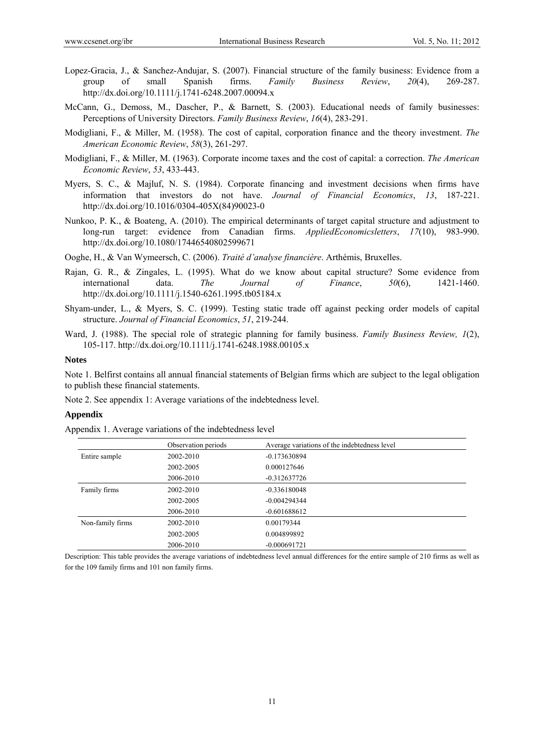Lopez-Gracia, J., & Sanchez-Andujar, S. (2007). Financial structure of the family business: Evidence from a group of small Spanish firms. *Family Business Review*, *20*(4), 269-287. http://dx.doi.org/10.1111/j.1741-6248.2007.00094.x

McCann, G., Demoss, M., Dascher, P., & Barnett, S. (2003). Educational needs of family businesses: Perceptions of University Directors. *Family Business Review*, *16*(4), 283-291.

Modigliani, F., & Miller, M. (1958). The cost of capital, corporation finance and the theory investment. *The American Economic Review*, *58*(3), 261-297.

Modigliani, F., & Miller, M. (1963). Corporate income taxes and the cost of capital: a correction. *The American Economic Review*, *53*, 433-443.

Myers, S. C., & Majluf, N. S. (1984). Corporate financing and investment decisions when firms have information that investors do not have. *Journal of Financial Economics*, *13*, 187-221. http://dx.doi.org/10.1016/0304-405X(84)90023-0

Nunkoo, P. K., & Boateng, A. (2010). The empirical determinants of target capital structure and adjustment to long-run target: evidence from Canadian firms. *AppliedEconomicsletters*, *17*(10), 983-990. http://dx.doi.org/10.1080/17446540802599671

Ooghe, H., & Van Wymeersch, C. (2006). *Traité d'analyse financière*. Arthémis, Bruxelles.

Rajan, G. R., & Zingales, L. (1995). What do we know about capital structure? Some evidence from international data. *The Journal of Finance*, *50*(6), 1421-1460. http://dx.doi.org/10.1111/j.1540-6261.1995.tb05184.x

Shyam-under, L., & Myers, S. C. (1999). Testing static trade off against pecking order models of capital structure. *Journal of Financial Economics*, *51*, 219-244.

Ward, J. (1988). The special role of strategic planning for family business. *Family Business Review, 1*(2), 105-117. http://dx.doi.org/10.1111/j.1741-6248.1988.00105.x

**Notes**

Note 1. Belfirst contains all annual financial statements of Belgian firms which are subject to the legal obligation to publish these financial statements.

Note 2. See appendix 1: Average variations of the indebtedness level.

**Appendix**

Appendix 1. Average variations of the indebtedness level

| | Observation periods | Average variations of the indebtedness level |
|---|---|---|
| Entire sample | 2002-2010 | -0.173630894 |
| | 2002-2005 | 0.000127646 |
| | 2006-2010 | -0.312637726 |
| Family firms | 2002-2010 | -0.336180048 |
| | 2002-2005 | -0.004294344 |
| | 2006-2010 | -0.601688612 |
| Non-family firms | 2002-2010 | 0.00179344 |
| | 2002-2005 | 0.004899892 |
| | 2006-2010 | -0.000691721 |

Description: This table provides the average variations of indebtedness level annual differences for the entire sample of 210 firms as well as for the 109 family firms and 101 non family firms.